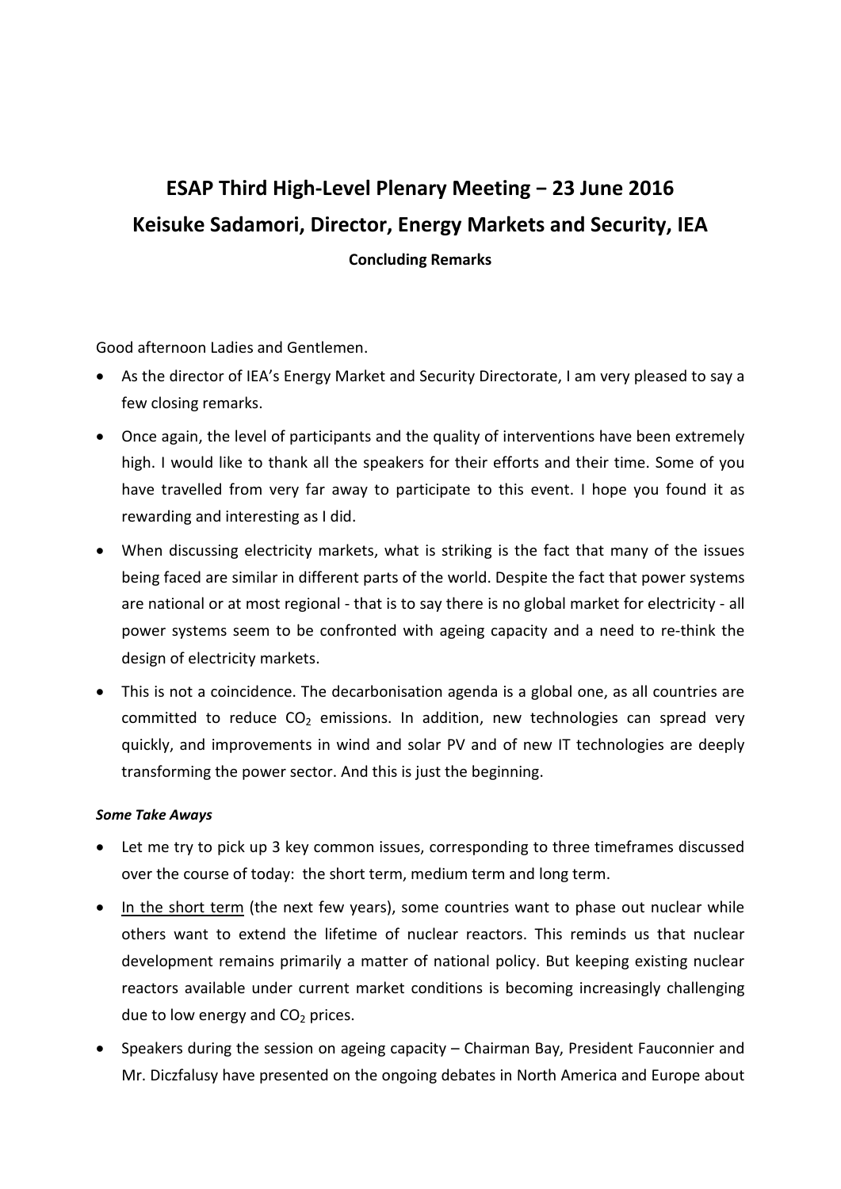# ESAP Third High-Level Plenary Meeting – 23 June 2016
# Keisuke Sadamori, Director, Energy Markets and Security, IEA

**Concluding Remarks**

Good afternoon Ladies and Gentlemen.

- As the director of IEA's Energy Market and Security Directorate, I am very pleased to say a few closing remarks.
- Once again, the level of participants and the quality of interventions have been extremely high. I would like to thank all the speakers for their efforts and their time. Some of you have travelled from very far away to participate to this event. I hope you found it as rewarding and interesting as I did.
- When discussing electricity markets, what is striking is the fact that many of the issues being faced are similar in different parts of the world. Despite the fact that power systems are national or at most regional - that is to say there is no global market for electricity - all power systems seem to be confronted with ageing capacity and a need to re-think the design of electricity markets.
- This is not a coincidence. The decarbonisation agenda is a global one, as all countries are committed to reduce $CO_2$ emissions. In addition, new technologies can spread very quickly, and improvements in wind and solar PV and of new IT technologies are deeply transforming the power sector. And this is just the beginning.

***Some Take Aways***

- Let me try to pick up 3 key common issues, corresponding to three timeframes discussed over the course of today: the short term, medium term and long term.
- <u>In the short term</u> (the next few years), some countries want to phase out nuclear while others want to extend the lifetime of nuclear reactors. This reminds us that nuclear development remains primarily a matter of national policy. But keeping existing nuclear reactors available under current market conditions is becoming increasingly challenging due to low energy and $CO_2$ prices.
- Speakers during the session on ageing capacity – Chairman Bay, President Fauconnier and Mr. Diczfalusy have presented on the ongoing debates in North America and Europe about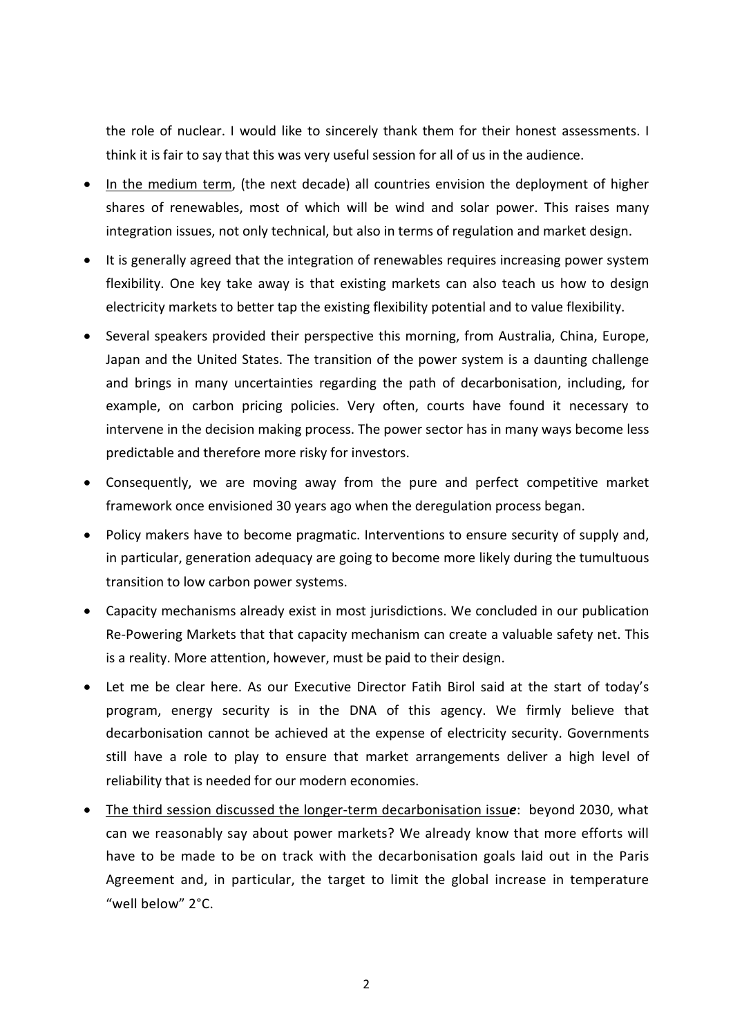the role of nuclear. I would like to sincerely thank them for their honest assessments. I think it is fair to say that this was very useful session for all of us in the audience.

- <u>In the medium term</u>, (the next decade) all countries envision the deployment of higher shares of renewables, most of which will be wind and solar power. This raises many integration issues, not only technical, but also in terms of regulation and market design.
- It is generally agreed that the integration of renewables requires increasing power system flexibility. One key take away is that existing markets can also teach us how to design electricity markets to better tap the existing flexibility potential and to value flexibility.
- Several speakers provided their perspective this morning, from Australia, China, Europe, Japan and the United States. The transition of the power system is a daunting challenge and brings in many uncertainties regarding the path of decarbonisation, including, for example, on carbon pricing policies. Very often, courts have found it necessary to intervene in the decision making process. The power sector has in many ways become less predictable and therefore more risky for investors.
- Consequently, we are moving away from the pure and perfect competitive market framework once envisioned 30 years ago when the deregulation process began.
- Policy makers have to become pragmatic. Interventions to ensure security of supply and, in particular, generation adequacy are going to become more likely during the tumultuous transition to low carbon power systems.
- Capacity mechanisms already exist in most jurisdictions. We concluded in our publication Re-Powering Markets that that capacity mechanism can create a valuable safety net. This is a reality. More attention, however, must be paid to their design.
- Let me be clear here. As our Executive Director Fatih Birol said at the start of today's program, energy security is in the DNA of this agency. We firmly believe that decarbonisation cannot be achieved at the expense of electricity security. Governments still have a role to play to ensure that market arrangements deliver a high level of reliability that is needed for our modern economies.
- <u>The third session discussed the longer-term decarbonisation issu***e***</u>: beyond 2030, what can we reasonably say about power markets? We already know that more efforts will have to be made to be on track with the decarbonisation goals laid out in the Paris Agreement and, in particular, the target to limit the global increase in temperature "well below" 2°C.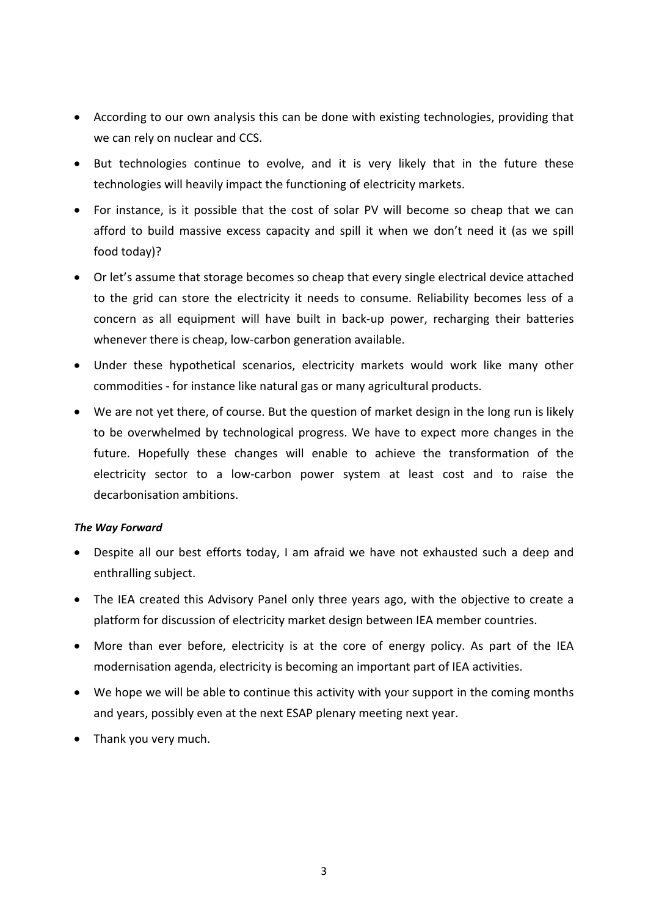- According to our own analysis this can be done with existing technologies, providing that we can rely on nuclear and CCS.
- But technologies continue to evolve, and it is very likely that in the future these technologies will heavily impact the functioning of electricity markets.
- For instance, is it possible that the cost of solar PV will become so cheap that we can afford to build massive excess capacity and spill it when we don't need it (as we spill food today)?
- Or let's assume that storage becomes so cheap that every single electrical device attached to the grid can store the electricity it needs to consume. Reliability becomes less of a concern as all equipment will have built in back-up power, recharging their batteries whenever there is cheap, low-carbon generation available.
- Under these hypothetical scenarios, electricity markets would work like many other commodities - for instance like natural gas or many agricultural products.
- We are not yet there, of course. But the question of market design in the long run is likely to be overwhelmed by technological progress. We have to expect more changes in the future. Hopefully these changes will enable to achieve the transformation of the electricity sector to a low-carbon power system at least cost and to raise the decarbonisation ambitions.

***The Way Forward***

- Despite all our best efforts today, I am afraid we have not exhausted such a deep and enthralling subject.
- The IEA created this Advisory Panel only three years ago, with the objective to create a platform for discussion of electricity market design between IEA member countries.
- More than ever before, electricity is at the core of energy policy. As part of the IEA modernisation agenda, electricity is becoming an important part of IEA activities.
- We hope we will be able to continue this activity with your support in the coming months and years, possibly even at the next ESAP plenary meeting next year.
- Thank you very much.